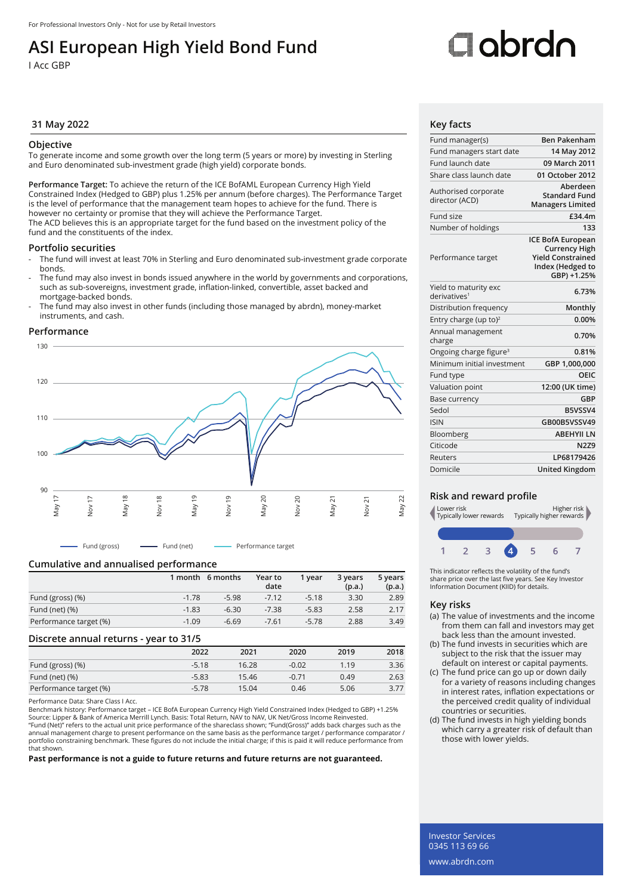For Professional Investors Only - Not for use by Retail Investors

# ASI European High Yield Bond Fund

I Acc GBP

31 May 2022

## Objective

To generate income and some growth over the long term (5 years or more) by investing in Sterling and Euro denominated sub-investment grade (high yield) corporate bonds.

**Performance Target:** To achieve the return of the ICE BofAML European Currency High Yield Constrained Index (Hedged to GBP) plus 1.25% per annum (before charges). The Performance Target is the level of performance that the management team hopes to achieve for the fund. There is however no certainty or promise that they will achieve the Performance Target.
The ACD believes this is an appropriate target for the fund based on the investment policy of the fund and the constituents of the index.

## Portfolio securities

- The fund will invest at least 70% in Sterling and Euro denominated sub-investment grade corporate bonds.
- The fund may also invest in bonds issued anywhere in the world by governments and corporations, such as sub-sovereigns, investment grade, inflation-linked, convertible, asset backed and mortgage-backed bonds.
- The fund may also invest in other funds (including those managed by abrdn), money-market instruments, and cash.

## Performance

Fund (gross) — Fund (net) — Performance target

## Cumulative and annualised performance

| | 1 month | 6 months | Year to date | 1 year | 3 years (p.a.) | 5 years (p.a.) |
|---|---|---|---|---|---|---|
| Fund (gross) (%) | -1.78 | -5.98 | -7.12 | -5.18 | 3.30 | 2.89 |
| Fund (net) (%) | -1.83 | -6.30 | -7.38 | -5.83 | 2.58 | 2.17 |
| Performance target (%) | -1.09 | -6.69 | -7.61 | -5.78 | 2.88 | 3.49 |

## Discrete annual returns - year to 31/5

| | 2022 | 2021 | 2020 | 2019 | 2018 |
|---|---|---|---|---|---|
| Fund (gross) (%) | -5.18 | 16.28 | -0.02 | 1.19 | 3.36 |
| Fund (net) (%) | -5.83 | 15.46 | -0.71 | 0.49 | 2.63 |
| Performance target (%) | -5.78 | 15.04 | 0.46 | 5.06 | 3.77 |

Performance Data: Share Class I Acc.
Benchmark history: Performance target – ICE BofA European Currency High Yield Constrained Index (Hedged to GBP) +1.25%
Source: Lipper & Bank of America Merrill Lynch. Basis: Total Return, NAV to NAV, UK Net/Gross Income Reinvested.
"Fund (Net)" refers to the actual unit price performance of the shareclass shown; "Fund(Gross)" adds back charges such as the annual management charge to present performance on the same basis as the performance target / performance comparator / portfolio constraining benchmark. These figures do not include the initial charge; if this is paid it will reduce performance from that shown.

**Past performance is not a guide to future returns and future returns are not guaranteed.**

## Key facts

| | |
|---|---|
| Fund manager(s) | Ben Pakenham |
| Fund managers start date | 14 May 2012 |
| Fund launch date | 09 March 2011 |
| Share class launch date | 01 October 2012 |
| Authorised corporate director (ACD) | Aberdeen Standard Fund Managers Limited |
| Fund size | £34.4m |
| Number of holdings | 133 |
| Performance target | ICE BofA European Currency High Yield Constrained Index (Hedged to GBP) +1.25% |
| Yield to maturity exc derivatives[1] | 6.73% |
| Distribution frequency | Monthly |
| Entry charge (up to)[2] | 0.00% |
| Annual management charge | 0.70% |
| Ongoing charge figure[3] | 0.81% |
| Minimum initial investment | GBP 1,000,000 |
| Fund type | OEIC |
| Valuation point | 12:00 (UK time) |
| Base currency | GBP |
| Sedol | B5VSSV4 |
| ISIN | GB00B5VSSV49 |
| Bloomberg | ABEHYII LN |
| Citicode | N2Z9 |
| Reuters | LP68179426 |
| Domicile | United Kingdom |

## Risk and reward profile

Lower risk — Typically lower rewards | Higher risk — Typically higher rewards

1 2 3 **4** 5 6 7

This indicator reflects the volatility of the fund's share price over the last five years. See Key Investor Information Document (KIID) for details.

## Key risks

(a) The value of investments and the income from them can fall and investors may get back less than the amount invested.
(b) The fund invests in securities which are subject to the risk that the issuer may default on interest or capital payments.
(c) The fund price can go up or down daily for a variety of reasons including changes in interest rates, inflation expectations or the perceived credit quality of individual countries or securities.
(d) The fund invests in high yielding bonds which carry a greater risk of default than those with lower yields.

Investor Services
0345 113 69 66
www.abrdn.com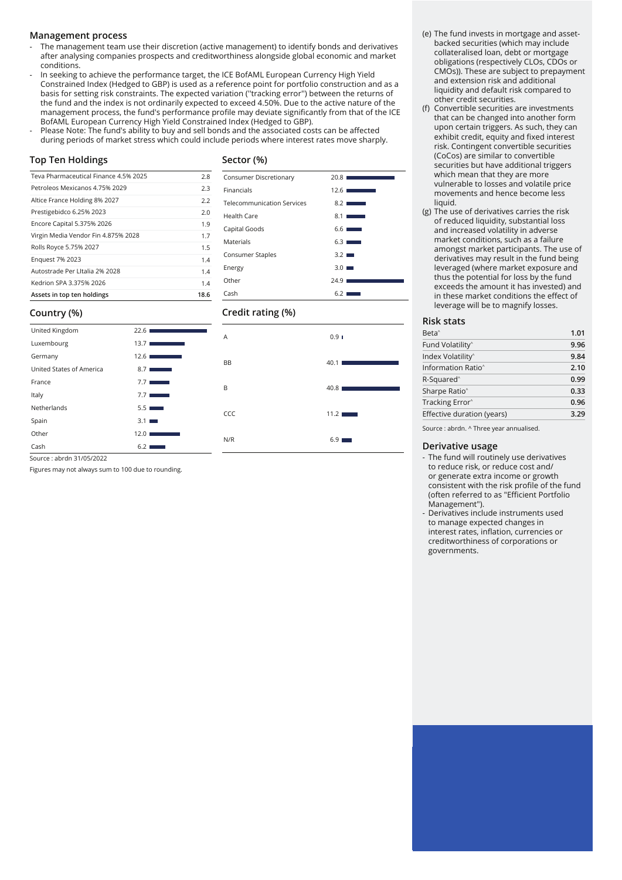## Management process

- The management team use their discretion (active management) to identify bonds and derivatives after analysing companies prospects and creditworthiness alongside global economic and market conditions.
- In seeking to achieve the performance target, the ICE BofAML European Currency High Yield Constrained Index (Hedged to GBP) is used as a reference point for portfolio construction and as a basis for setting risk constraints. The expected variation ("tracking error") between the returns of the fund and the index is not ordinarily expected to exceed 4.50%. Due to the active nature of the management process, the fund's performance profile may deviate significantly from that of the ICE BofAML European Currency High Yield Constrained Index (Hedged to GBP).
- Please Note: The fund's ability to buy and sell bonds and the associated costs can be affected during periods of market stress which could include periods where interest rates move sharply.

## Top Ten Holdings

| | |
|---|---|
| Teva Pharmaceutical Finance 4.5% 2025 | 2.8 |
| Petroleos Mexicanos 4.75% 2029 | 2.3 |
| Altice France Holding 8% 2027 | 2.2 |
| Prestigebidco 6.25% 2023 | 2.0 |
| Encore Capital 5.375% 2026 | 1.9 |
| Virgin Media Vendor Fin 4.875% 2028 | 1.7 |
| Rolls Royce 5.75% 2027 | 1.5 |
| Enquest 7% 2023 | 1.4 |
| Autostrade Per LItalia 2% 2028 | 1.4 |
| Kedrion SPA 3.375% 2026 | 1.4 |
| **Assets in top ten holdings** | **18.6** |

## Sector (%)

| | |
|---|---|
| Consumer Discretionary | 20.8 |
| Financials | 12.6 |
| Telecommunication Services | 8.2 |
| Health Care | 8.1 |
| Capital Goods | 6.6 |
| Materials | 6.3 |
| Consumer Staples | 3.2 |
| Energy | 3.0 |
| Other | 24.9 |
| Cash | 6.2 |

## Country (%)

| | |
|---|---|
| United Kingdom | 22.6 |
| Luxembourg | 13.7 |
| Germany | 12.6 |
| United States of America | 8.7 |
| France | 7.7 |
| Italy | 7.7 |
| Netherlands | 5.5 |
| Spain | 3.1 |
| Other | 12.0 |
| Cash | 6.2 |

Source : abrdn 31/05/2022

Figures may not always sum to 100 due to rounding.

## Credit rating (%)

| | |
|---|---|
| A | 0.9 |
| BB | 40.1 |
| B | 40.8 |
| CCC | 11.2 |
| N/R | 6.9 |

(e) The fund invests in mortgage and asset-backed securities (which may include collateralised loan, debt or mortgage obligations (respectively CLOs, CDOs or CMOs)). These are subject to prepayment and extension risk and additional liquidity and default risk compared to other credit securities.

(f) Convertible securities are investments that can be changed into another form upon certain triggers. As such, they can exhibit credit, equity and fixed interest risk. Contingent convertible securities (CoCos) are similar to convertible securities but have additional triggers which mean that they are more vulnerable to losses and volatile price movements and hence become less liquid.

(g) The use of derivatives carries the risk of reduced liquidity, substantial loss and increased volatility in adverse market conditions, such as a failure amongst market participants. The use of derivatives may result in the fund being leveraged (where market exposure and thus the potential for loss by the fund exceeds the amount it has invested) and in these market conditions the effect of leverage will be to magnify losses.

## Risk stats

| | |
|---|---|
| Beta^ | 1.01 |
| Fund Volatility^ | 9.96 |
| Index Volatility^ | 9.84 |
| Information Ratio^ | 2.10 |
| R-Squared^ | 0.99 |
| Sharpe Ratio^ | 0.33 |
| Tracking Error^ | 0.96 |
| Effective duration (years) | 3.29 |

Source : abrdn. ^ Three year annualised.

## Derivative usage

- The fund will routinely use derivatives to reduce risk, or reduce cost and/ or generate extra income or growth consistent with the risk profile of the fund (often referred to as "Efficient Portfolio Management").
- Derivatives include instruments used to manage expected changes in interest rates, inflation, currencies or creditworthiness of corporations or governments.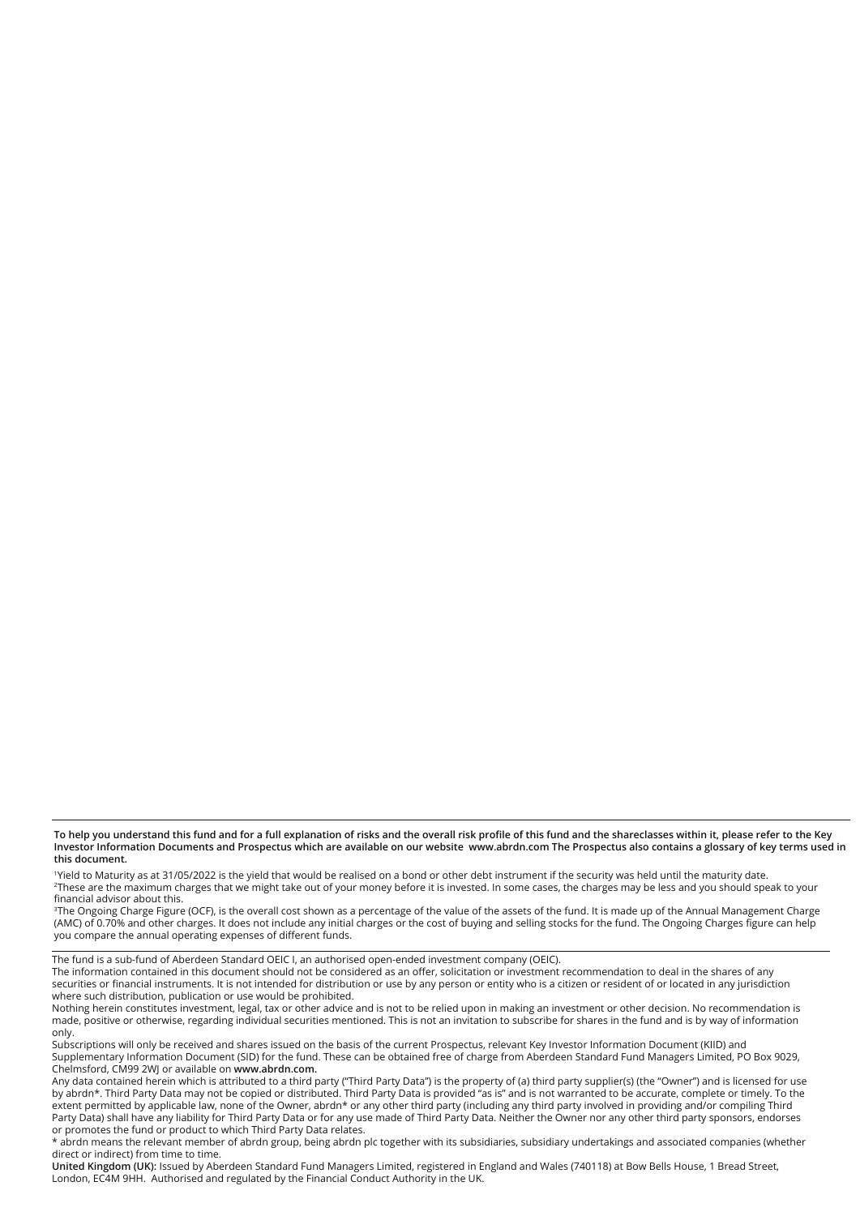**To help you understand this fund and for a full explanation of risks and the overall risk profile of this fund and the shareclasses within it, please refer to the Key Investor Information Documents and Prospectus which are available on our website www.abrdn.com The Prospectus also contains a glossary of key terms used in this document.**

[1]Yield to Maturity as at 31/05/2022 is the yield that would be realised on a bond or other debt instrument if the security was held until the maturity date.
[2]These are the maximum charges that we might take out of your money before it is invested. In some cases, the charges may be less and you should speak to your financial advisor about this.
[3]The Ongoing Charge Figure (OCF), is the overall cost shown as a percentage of the value of the assets of the fund. It is made up of the Annual Management Charge (AMC) of 0.70% and other charges. It does not include any initial charges or the cost of buying and selling stocks for the fund. The Ongoing Charges figure can help you compare the annual operating expenses of different funds.

The fund is a sub-fund of Aberdeen Standard OEIC I, an authorised open-ended investment company (OEIC).
The information contained in this document should not be considered as an offer, solicitation or investment recommendation to deal in the shares of any securities or financial instruments. It is not intended for distribution or use by any person or entity who is a citizen or resident of or located in any jurisdiction where such distribution, publication or use would be prohibited.
Nothing herein constitutes investment, legal, tax or other advice and is not to be relied upon in making an investment or other decision. No recommendation is made, positive or otherwise, regarding individual securities mentioned. This is not an invitation to subscribe for shares in the fund and is by way of information only.
Subscriptions will only be received and shares issued on the basis of the current Prospectus, relevant Key Investor Information Document (KIID) and Supplementary Information Document (SID) for the fund. These can be obtained free of charge from Aberdeen Standard Fund Managers Limited, PO Box 9029, Chelmsford, CM99 2WJ or available on **www.abrdn.com.**
Any data contained herein which is attributed to a third party ("Third Party Data") is the property of (a) third party supplier(s) (the "Owner") and is licensed for use by abrdn*. Third Party Data may not be copied or distributed. Third Party Data is provided "as is" and is not warranted to be accurate, complete or timely. To the extent permitted by applicable law, none of the Owner, abrdn* or any other third party (including any third party involved in providing and/or compiling Third Party Data) shall have any liability for Third Party Data or for any use made of Third Party Data. Neither the Owner nor any other third party sponsors, endorses or promotes the fund or product to which Third Party Data relates.
* abrdn means the relevant member of abrdn group, being abrdn plc together with its subsidiaries, subsidiary undertakings and associated companies (whether direct or indirect) from time to time.
**United Kingdom (UK):** Issued by Aberdeen Standard Fund Managers Limited, registered in England and Wales (740118) at Bow Bells House, 1 Bread Street, London, EC4M 9HH. Authorised and regulated by the Financial Conduct Authority in the UK.